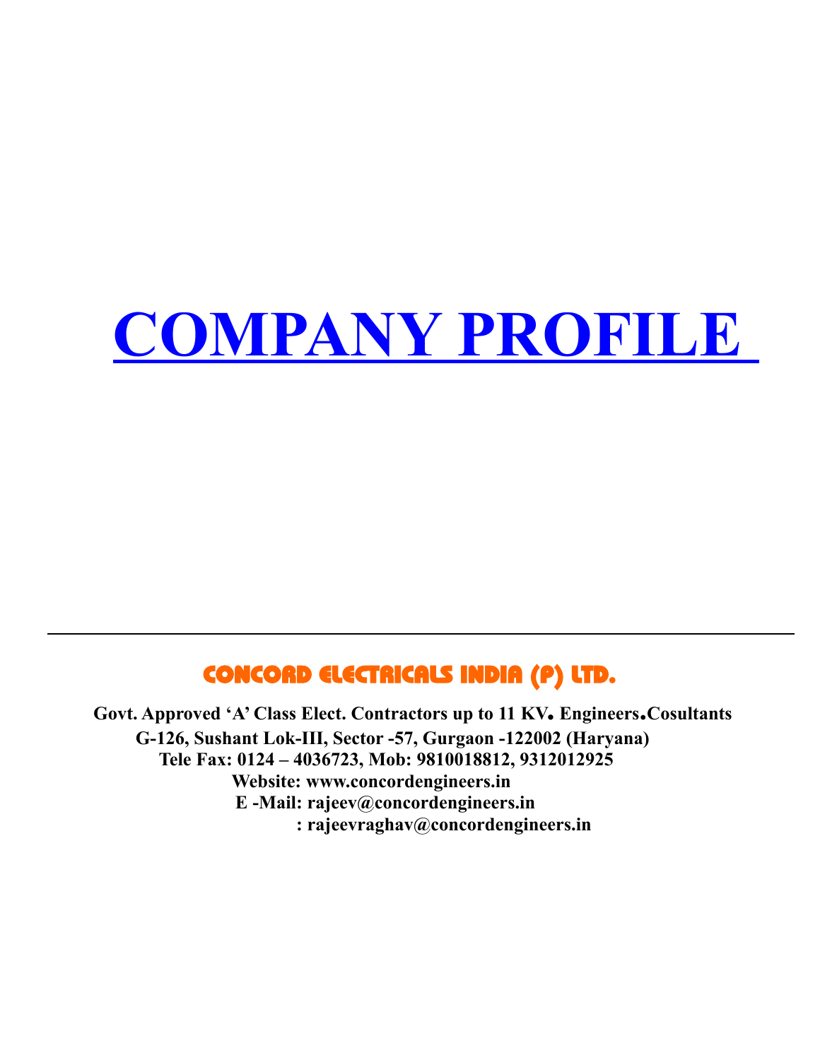# COMPANY PROFILE

---

## CONCORD ELECTRICALS INDIA (P) LTD.

**Govt. Approved 'A' Class Elect. Contractors up to 11 KV. Engineers.Cosultants**

**G-126, Sushant Lok-III, Sector -57, Gurgaon -122002 (Haryana)**

**Tele Fax: 0124 – 4036723, Mob: 9810018812, 9312012925**

**Website: www.concordengineers.in**

**E -Mail: rajeev@concordengineers.in**

**: rajeevraghav@concordengineers.in**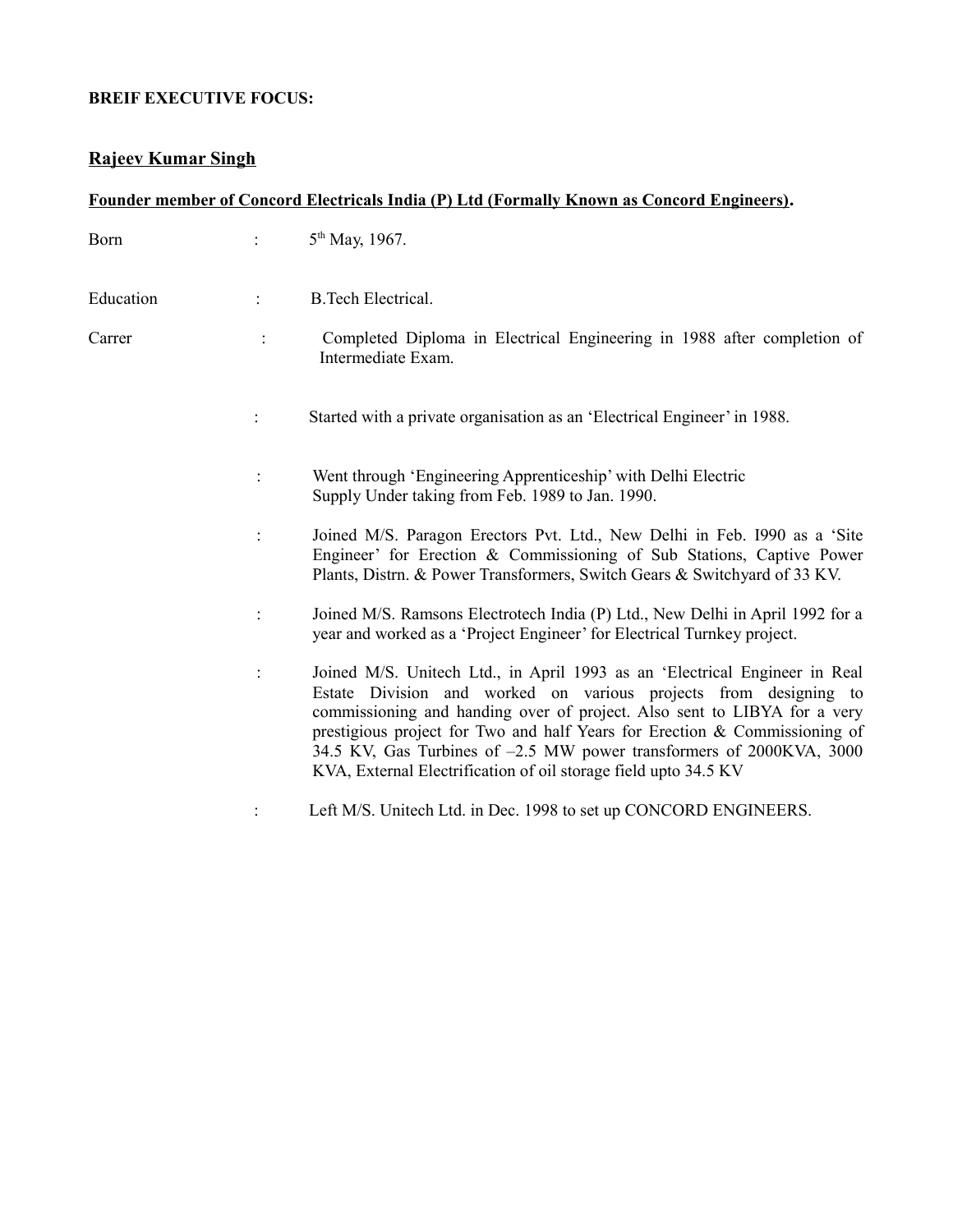**BREIF EXECUTIVE FOCUS:**

## Rajeev Kumar Singh

**Founder member of Concord Electricals India (P) Ltd (Formally Known as Concord Engineers).**

| | | |
|---|---|---|
| Born | : | 5th May, 1967. |
| Education | : | B.Tech Electrical. |
| Carrer | : | Completed Diploma in Electrical Engineering in 1988 after completion of Intermediate Exam. |
| | : | Started with a private organisation as an 'Electrical Engineer' in 1988. |
| | : | Went through 'Engineering Apprenticeship' with Delhi Electric Supply Under taking from Feb. 1989 to Jan. 1990. |
| | : | Joined M/S. Paragon Erectors Pvt. Ltd., New Delhi in Feb. I990 as a 'Site Engineer' for Erection & Commissioning of Sub Stations, Captive Power Plants, Distrn. & Power Transformers, Switch Gears & Switchyard of 33 KV. |
| | : | Joined M/S. Ramsons Electrotech India (P) Ltd., New Delhi in April 1992 for a year and worked as a 'Project Engineer' for Electrical Turnkey project. |
| | : | Joined M/S. Unitech Ltd., in April 1993 as an 'Electrical Engineer in Real Estate Division and worked on various projects from designing to commissioning and handing over of project. Also sent to LIBYA for a very prestigious project for Two and half Years for Erection & Commissioning of 34.5 KV, Gas Turbines of –2.5 MW power transformers of 2000KVA, 3000 KVA, External Electrification of oil storage field upto 34.5 KV |
| | : | Left M/S. Unitech Ltd. in Dec. 1998 to set up CONCORD ENGINEERS. |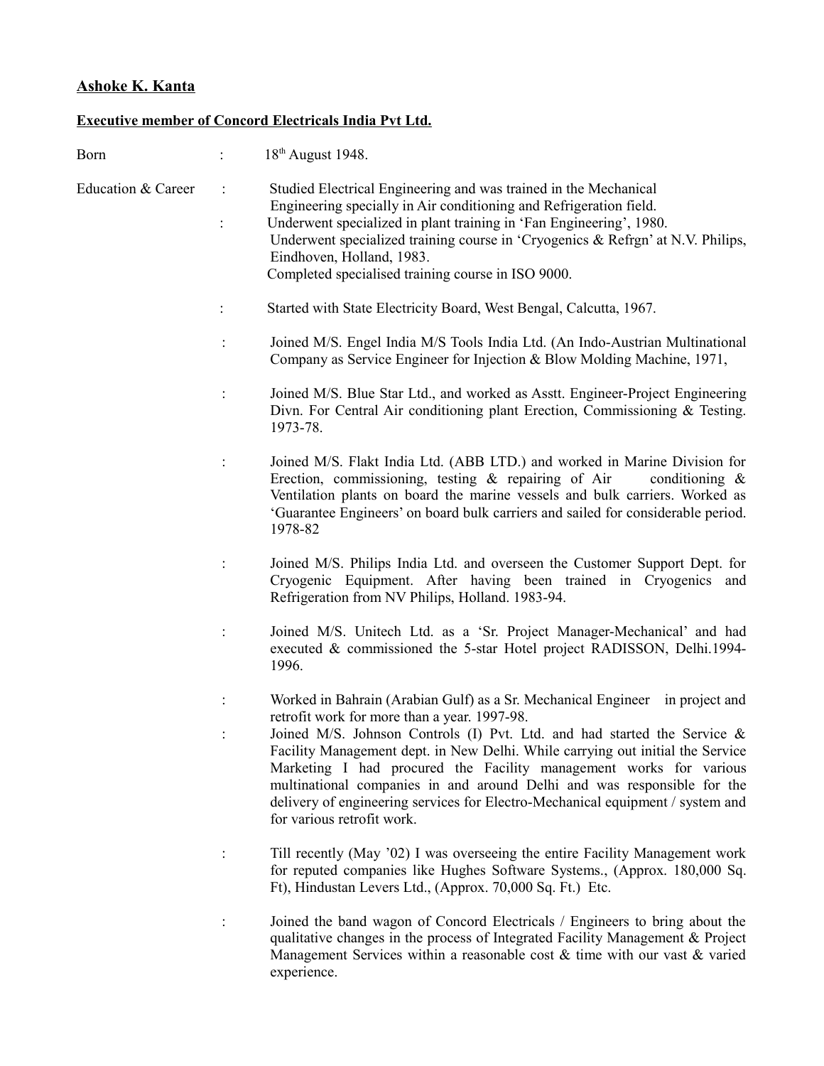**Ashoke K. Kanta**

**Executive member of Concord Electricals India Pvt Ltd.**

Born : 18th August 1948.

Education & Career :

Studied Electrical Engineering and was trained in the Mechanical Engineering specially in Air conditioning and Refrigeration field.

: Underwent specialized in plant training in 'Fan Engineering', 1980.
Underwent specialized training course in 'Cryogenics & Refrgn' at N.V. Philips, Eindhoven, Holland, 1983.
Completed specialised training course in ISO 9000.

: Started with State Electricity Board, West Bengal, Calcutta, 1967.

: Joined M/S. Engel India M/S Tools India Ltd. (An Indo-Austrian Multinational Company as Service Engineer for Injection & Blow Molding Machine, 1971,

: Joined M/S. Blue Star Ltd., and worked as Asstt. Engineer-Project Engineering Divn. For Central Air conditioning plant Erection, Commissioning & Testing. 1973-78.

: Joined M/S. Flakt India Ltd. (ABB LTD.) and worked in Marine Division for Erection, commissioning, testing & repairing of Air conditioning & Ventilation plants on board the marine vessels and bulk carriers. Worked as 'Guarantee Engineers' on board bulk carriers and sailed for considerable period. 1978-82

: Joined M/S. Philips India Ltd. and overseen the Customer Support Dept. for Cryogenic Equipment. After having been trained in Cryogenics and Refrigeration from NV Philips, Holland. 1983-94.

: Joined M/S. Unitech Ltd. as a 'Sr. Project Manager-Mechanical' and had executed & commissioned the 5-star Hotel project RADISSON, Delhi.1994-1996.

: Worked in Bahrain (Arabian Gulf) as a Sr. Mechanical Engineer in project and retrofit work for more than a year. 1997-98.

: Joined M/S. Johnson Controls (I) Pvt. Ltd. and had started the Service & Facility Management dept. in New Delhi. While carrying out initial the Service Marketing I had procured the Facility management works for various multinational companies in and around Delhi and was responsible for the delivery of engineering services for Electro-Mechanical equipment / system and for various retrofit work.

: Till recently (May '02) I was overseeing the entire Facility Management work for reputed companies like Hughes Software Systems., (Approx. 180,000 Sq. Ft), Hindustan Levers Ltd., (Approx. 70,000 Sq. Ft.) Etc.

: Joined the band wagon of Concord Electricals / Engineers to bring about the qualitative changes in the process of Integrated Facility Management & Project Management Services within a reasonable cost & time with our vast & varied experience.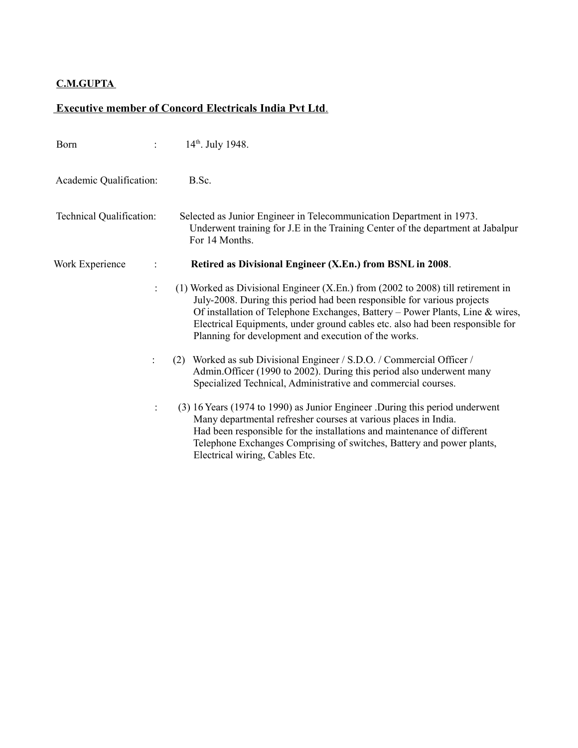**C.M.GUPTA**

**Executive member of Concord Electricals India Pvt Ltd**.

Born : 14th. July 1948.

Academic Qualification: B.Sc.

Technical Qualification: Selected as Junior Engineer in Telecommunication Department in 1973. Underwent training for J.E in the Training Center of the department at Jabalpur For 14 Months.

Work Experience : **Retired as Divisional Engineer (X.En.) from BSNL in 2008**.

: (1) Worked as Divisional Engineer (X.En.) from (2002 to 2008) till retirement in July-2008. During this period had been responsible for various projects Of installation of Telephone Exchanges, Battery – Power Plants, Line & wires, Electrical Equipments, under ground cables etc. also had been responsible for Planning for development and execution of the works.

: (2) Worked as sub Divisional Engineer / S.D.O. / Commercial Officer / Admin.Officer (1990 to 2002). During this period also underwent many Specialized Technical, Administrative and commercial courses.

: (3) 16 Years (1974 to 1990) as Junior Engineer .During this period underwent Many departmental refresher courses at various places in India. Had been responsible for the installations and maintenance of different Telephone Exchanges Comprising of switches, Battery and power plants, Electrical wiring, Cables Etc.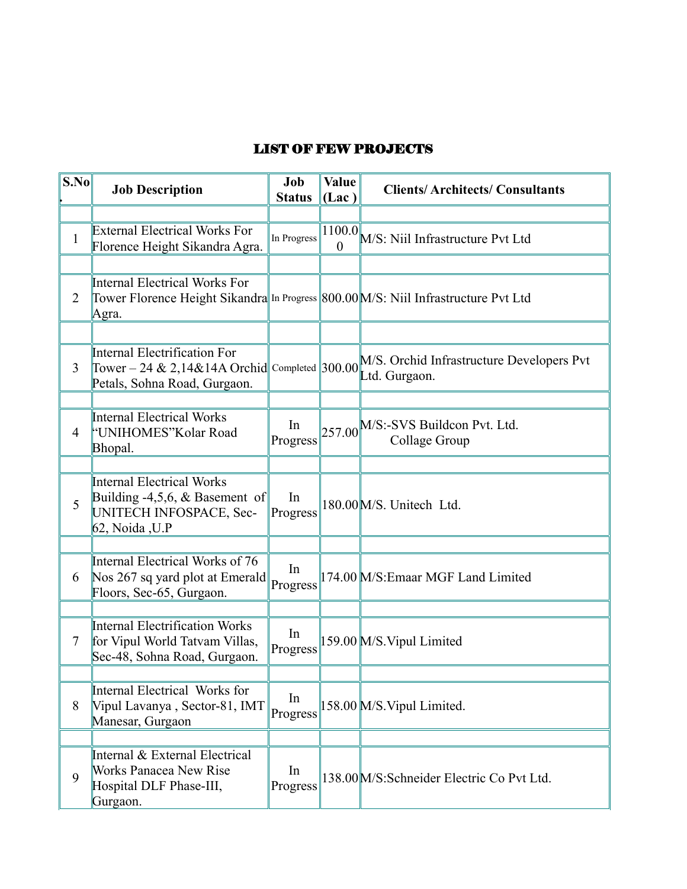## LIST OF FEW PROJECTS

| S.No. | Job Description | Job Status | Value (Lac ) | Clients/ Architects/ Consultants |
|---|---|---|---|---|
| | | | | |
| 1 | External Electrical Works For Florence Height Sikandra Agra. | In Progress | 1100.00 | M/S: Niil Infrastructure Pvt Ltd |
| | | | | |
| 2 | Internal Electrical Works For Tower Florence Height Sikandra Agra. | In Progress | 800.00 | M/S: Niil Infrastructure Pvt Ltd |
| | | | | |
| 3 | Internal Electrification For Tower – 24 & 2,14&14A Orchid Petals, Sohna Road, Gurgaon. | Completed | 300.00 | M/S. Orchid Infrastructure Developers Pvt Ltd. Gurgaon. |
| | | | | |
| 4 | Internal Electrical Works "UNIHOMES"Kolar Road Bhopal. | In Progress | 257.00 | M/S:-SVS Buildcon Pvt. Ltd. Collage Group |
| | | | | |
| 5 | Internal Electrical Works Building -4,5,6, & Basement of UNITECH INFOSPACE, Sec-62, Noida ,U.P | In Progress | 180.00 | M/S. Unitech Ltd. |
| | | | | |
| 6 | Internal Electrical Works of 76 Nos 267 sq yard plot at Emerald Floors, Sec-65, Gurgaon. | In Progress | 174.00 | M/S:Emaar MGF Land Limited |
| | | | | |
| 7 | Internal Electrification Works for Vipul World Tatvam Villas, Sec-48, Sohna Road, Gurgaon. | In Progress | 159.00 | M/S.Vipul Limited |
| | | | | |
| 8 | Internal Electrical Works for Vipul Lavanya , Sector-81, IMT Manesar, Gurgaon | In Progress | 158.00 | M/S.Vipul Limited. |
| | | | | |
| 9 | Internal & External Electrical Works Panacea New Rise Hospital DLF Phase-III, Gurgaon. | In Progress | 138.00 | M/S:Schneider Electric Co Pvt Ltd. |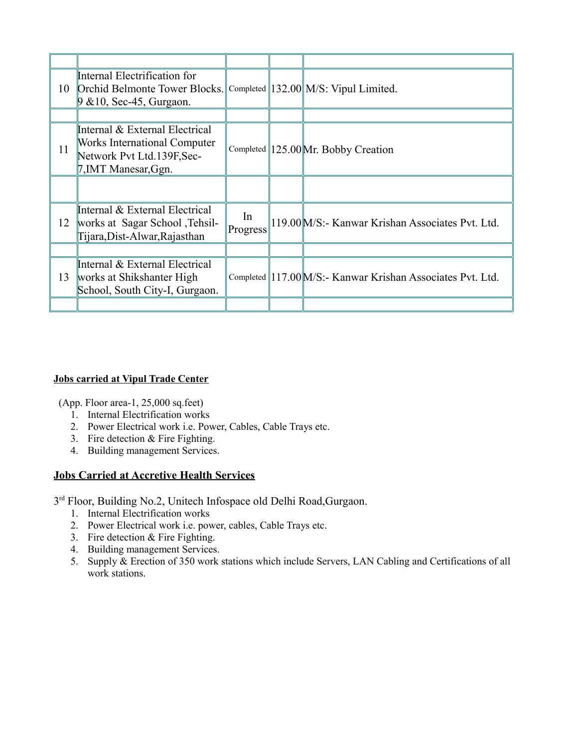| | | | | |
|---|---|---|---|---|
| 10 | Internal Electrification for Orchid Belmonte Tower Blocks. 9 &10, Sec-45, Gurgaon. | Completed | 132.00 | M/S: Vipul Limited. |
| | | | | |
| 11 | Internal & External Electrical Works International Computer Network Pvt Ltd.139F,Sec-7,IMT Manesar,Ggn. | Completed | 125.00 | Mr. Bobby Creation |
| | | | | |
| 12 | Internal & External Electrical works at Sagar School ,Tehsil-Tijara,Dist-Alwar,Rajasthan | In Progress | 119.00 | M/S:- Kanwar Krishan Associates Pvt. Ltd. |
| | | | | |
| 13 | Internal & External Electrical works at Shikshanter High School, South City-I, Gurgaon. | Completed | 117.00 | M/S:- Kanwar Krishan Associates Pvt. Ltd. |
| | | | | |

**Jobs carried at Vipul Trade Center**

(App. Floor area-1, 25,000 sq.feet)

1. Internal Electrification works
2. Power Electrical work i.e. Power, Cables, Cable Trays etc.
3. Fire detection & Fire Fighting.
4. Building management Services.

## Jobs Carried at Accretive Health Services

3rd Floor, Building No.2, Unitech Infospace old Delhi Road,Gurgaon.

1. Internal Electrification works
2. Power Electrical work i.e. power, cables, Cable Trays etc.
3. Fire detection & Fire Fighting.
4. Building management Services.
5. Supply & Erection of 350 work stations which include Servers, LAN Cabling and Certifications of all work stations.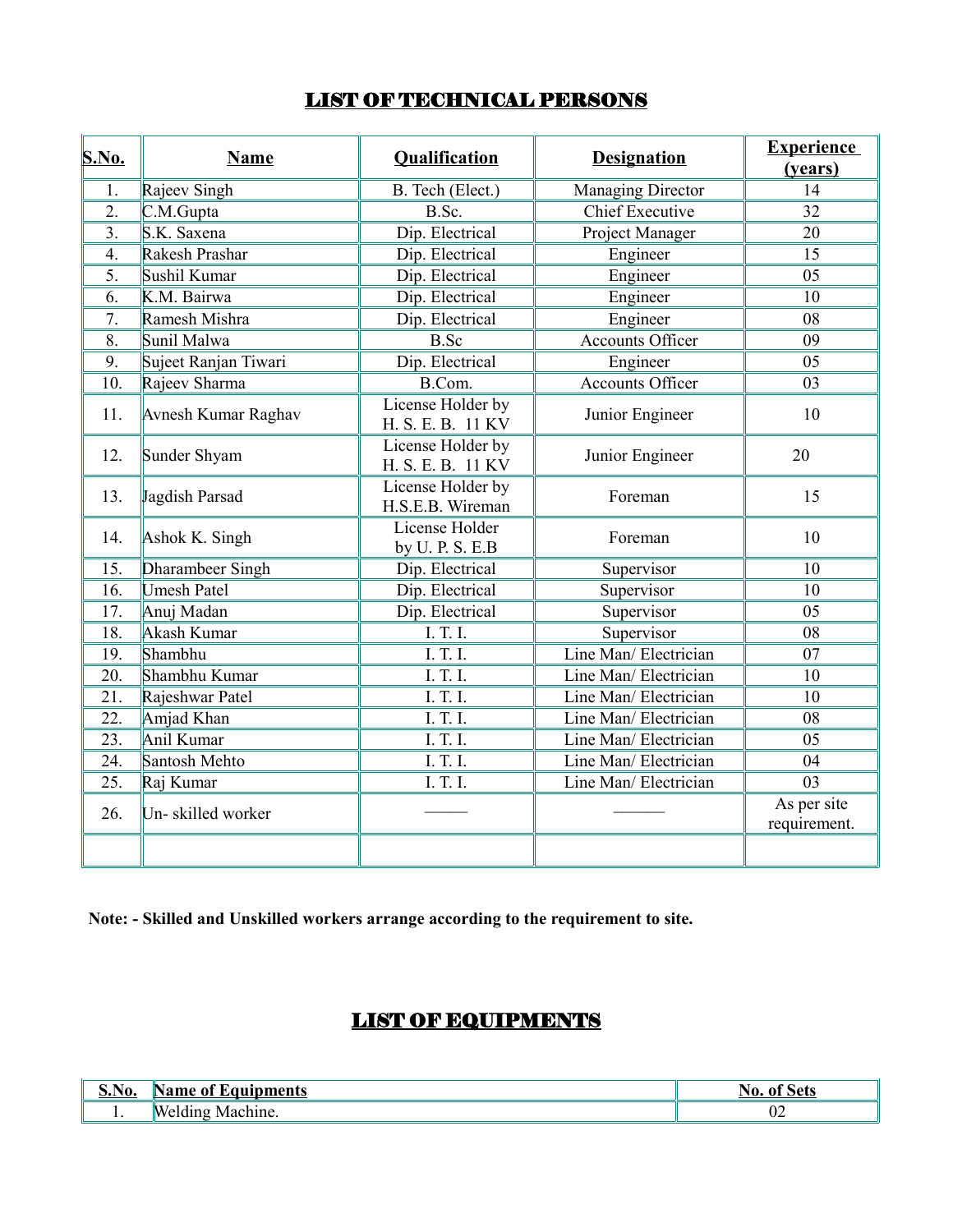## LIST OF TECHNICAL PERSONS

| S.No. | Name | Qualification | Designation | Experience (years) |
|---|---|---|---|---|
| 1. | Rajeev Singh | B. Tech (Elect.) | Managing Director | 14 |
| 2. | C.M.Gupta | B.Sc. | Chief Executive | 32 |
| 3. | S.K. Saxena | Dip. Electrical | Project Manager | 20 |
| 4. | Rakesh Prashar | Dip. Electrical | Engineer | 15 |
| 5. | Sushil Kumar | Dip. Electrical | Engineer | 05 |
| 6. | K.M. Bairwa | Dip. Electrical | Engineer | 10 |
| 7. | Ramesh Mishra | Dip. Electrical | Engineer | 08 |
| 8. | Sunil Malwa | B.Sc | Accounts Officer | 09 |
| 9. | Sujeet Ranjan Tiwari | Dip. Electrical | Engineer | 05 |
| 10. | Rajeev Sharma | B.Com. | Accounts Officer | 03 |
| 11. | Avnesh Kumar Raghav | License Holder by H. S. E. B. 11 KV | Junior Engineer | 10 |
| 12. | Sunder Shyam | License Holder by H. S. E. B. 11 KV | Junior Engineer | 20 |
| 13. | Jagdish Parsad | License Holder by H.S.E.B. Wireman | Foreman | 15 |
| 14. | Ashok K. Singh | License Holder by U. P. S. E.B | Foreman | 10 |
| 15. | Dharambeer Singh | Dip. Electrical | Supervisor | 10 |
| 16. | Umesh Patel | Dip. Electrical | Supervisor | 10 |
| 17. | Anuj Madan | Dip. Electrical | Supervisor | 05 |
| 18. | Akash Kumar | I. T. I. | Supervisor | 08 |
| 19. | Shambhu | I. T. I. | Line Man/ Electrician | 07 |
| 20. | Shambhu Kumar | I. T. I. | Line Man/ Electrician | 10 |
| 21. | Rajeshwar Patel | I. T. I. | Line Man/ Electrician | 10 |
| 22. | Amjad Khan | I. T. I. | Line Man/ Electrician | 08 |
| 23. | Anil Kumar | I. T. I. | Line Man/ Electrician | 05 |
| 24. | Santosh Mehto | I. T. I. | Line Man/ Electrician | 04 |
| 25. | Raj Kumar | I. T. I. | Line Man/ Electrician | 03 |
| 26. | Un- skilled worker | ——— | ——— | As per site requirement. |
| | | | | |

**Note: - Skilled and Unskilled workers arrange according to the requirement to site.**

## LIST OF EQUIPMENTS

| S.No. | Name of Equipments | No. of Sets |
|---|---|---|
| 1. | Welding Machine. | 02 |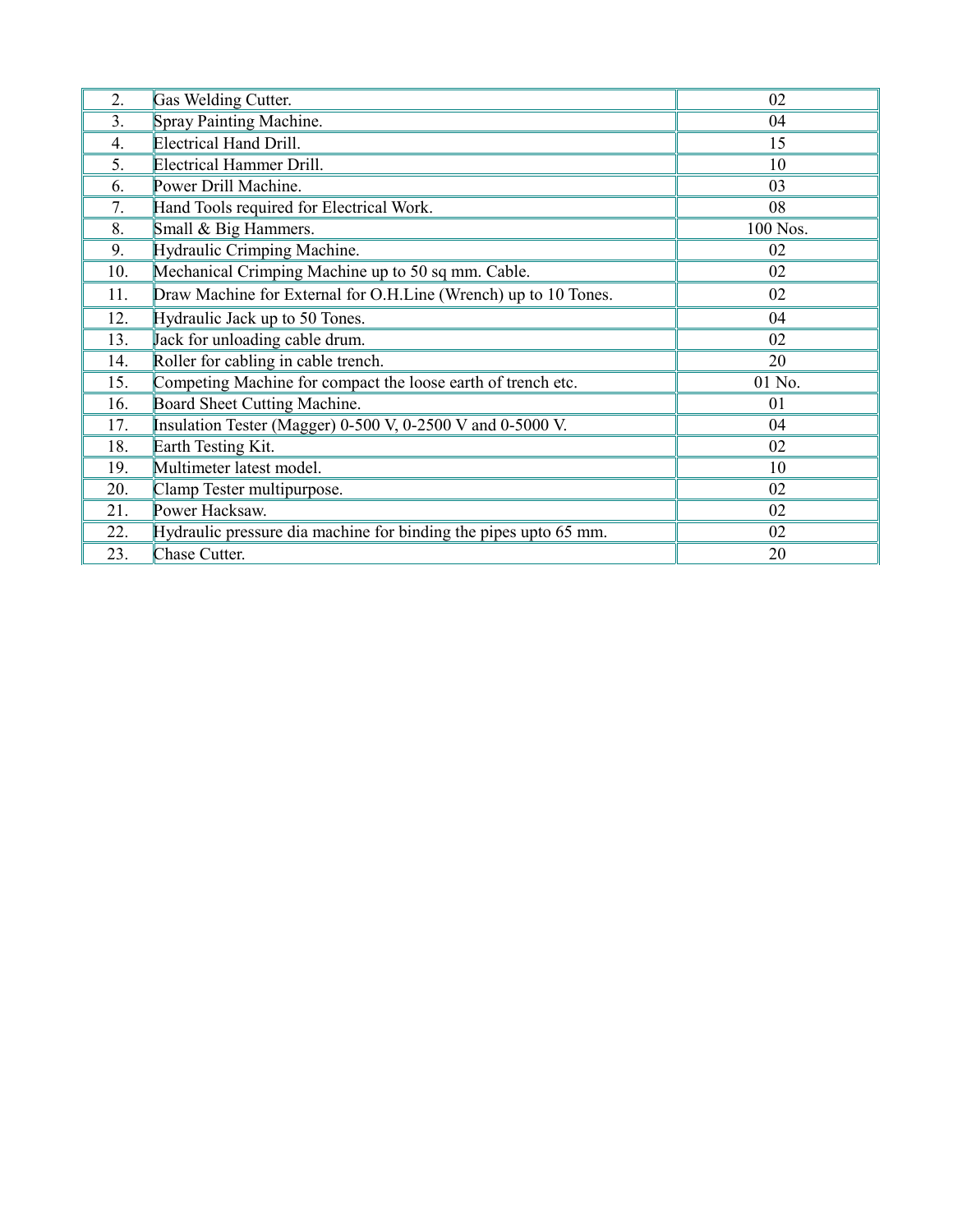| | | |
|---|---|---|
| 2. | Gas Welding Cutter. | 02 |
| 3. | Spray Painting Machine. | 04 |
| 4. | Electrical Hand Drill. | 15 |
| 5. | Electrical Hammer Drill. | 10 |
| 6. | Power Drill Machine. | 03 |
| 7. | Hand Tools required for Electrical Work. | 08 |
| 8. | Small & Big Hammers. | 100 Nos. |
| 9. | Hydraulic Crimping Machine. | 02 |
| 10. | Mechanical Crimping Machine up to 50 sq mm. Cable. | 02 |
| 11. | Draw Machine for External for O.H.Line (Wrench) up to 10 Tones. | 02 |
| 12. | Hydraulic Jack up to 50 Tones. | 04 |
| 13. | Jack for unloading cable drum. | 02 |
| 14. | Roller for cabling in cable trench. | 20 |
| 15. | Competing Machine for compact the loose earth of trench etc. | 01 No. |
| 16. | Board Sheet Cutting Machine. | 01 |
| 17. | Insulation Tester (Magger) 0-500 V, 0-2500 V and 0-5000 V. | 04 |
| 18. | Earth Testing Kit. | 02 |
| 19. | Multimeter latest model. | 10 |
| 20. | Clamp Tester multipurpose. | 02 |
| 21. | Power Hacksaw. | 02 |
| 22. | Hydraulic pressure dia machine for binding the pipes upto 65 mm. | 02 |
| 23. | Chase Cutter. | 20 |